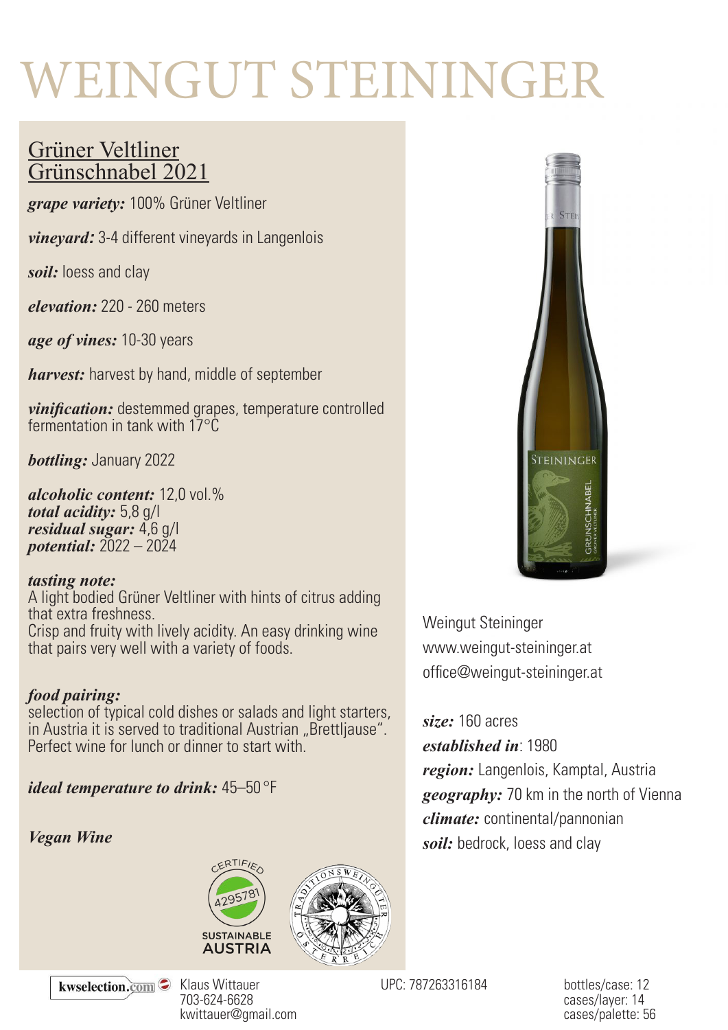# WEINGUT STEININGER

## Grüner Veltliner Grünschnabel 2021

***grape variety:*** 100% Grüner Veltliner

***vineyard:*** 3-4 different vineyards in Langenlois

***soil:*** loess and clay

***elevation:*** 220 - 260 meters

***age of vines:*** 10-30 years

***harvest:*** harvest by hand, middle of september

***vinification:*** destemmed grapes, temperature controlled fermentation in tank with 17°C

***bottling:*** January 2022

***alcoholic content:*** 12,0 vol.%
***total acidity:*** 5,8 g/l
***residual sugar:*** 4,6 g/l
***potential:*** 2022 – 2024

***tasting note:***
A light bodied Grüner Veltliner with hints of citrus adding that extra freshness.
Crisp and fruity with lively acidity. An easy drinking wine that pairs very well with a variety of foods.

***food pairing:***
selection of typical cold dishes or salads and light starters, in Austria it is served to traditional Austrian „Brettljause".
Perfect wine for lunch or dinner to start with.

***ideal temperature to drink:*** 45–50 °F

***Vegan Wine***

CERTIFIED 4295781 SUSTAINABLE AUSTRIA

TRADITIONSWEINGÜTER ÖSTERREICH

Weingut Steininger
www.weingut-steininger.at
office@weingut-steininger.at

***size:*** 160 acres
***established in***: 1980
***region:*** Langenlois, Kamptal, Austria
***geography:*** 70 km in the north of Vienna
***climate:*** continental/pannonian
***soil:*** bedrock, loess and clay

kwselection.com Klaus Wittauer
703-624-6628
kwittauer@gmail.com

UPC: 787263316184

bottles/case: 12
cases/layer: 14
cases/palette: 56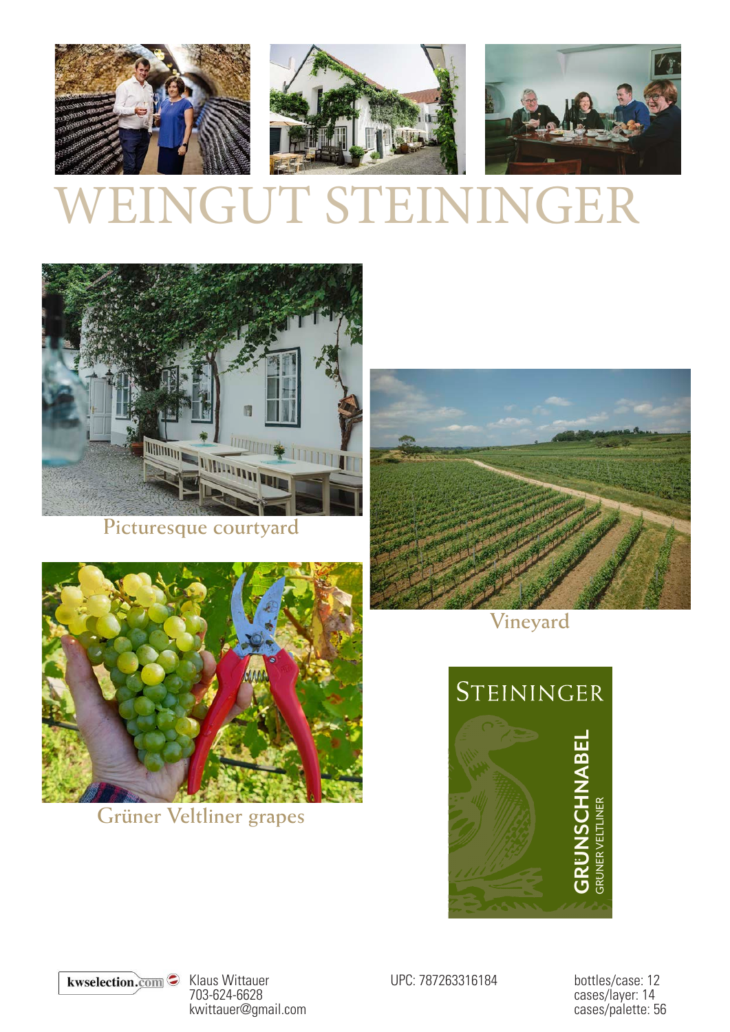# WEINGUT STEININGER

Picturesque courtyard

Vineyard

Grüner Veltliner grapes

STEININGER

GRÜNSCHNABEL

GRUNER VELTLINER

kwselection.com

Klaus Wittauer
703-624-6628
kwittauer@gmail.com

UPC: 787263316184

bottles/case: 12
cases/layer: 14
cases/palette: 56